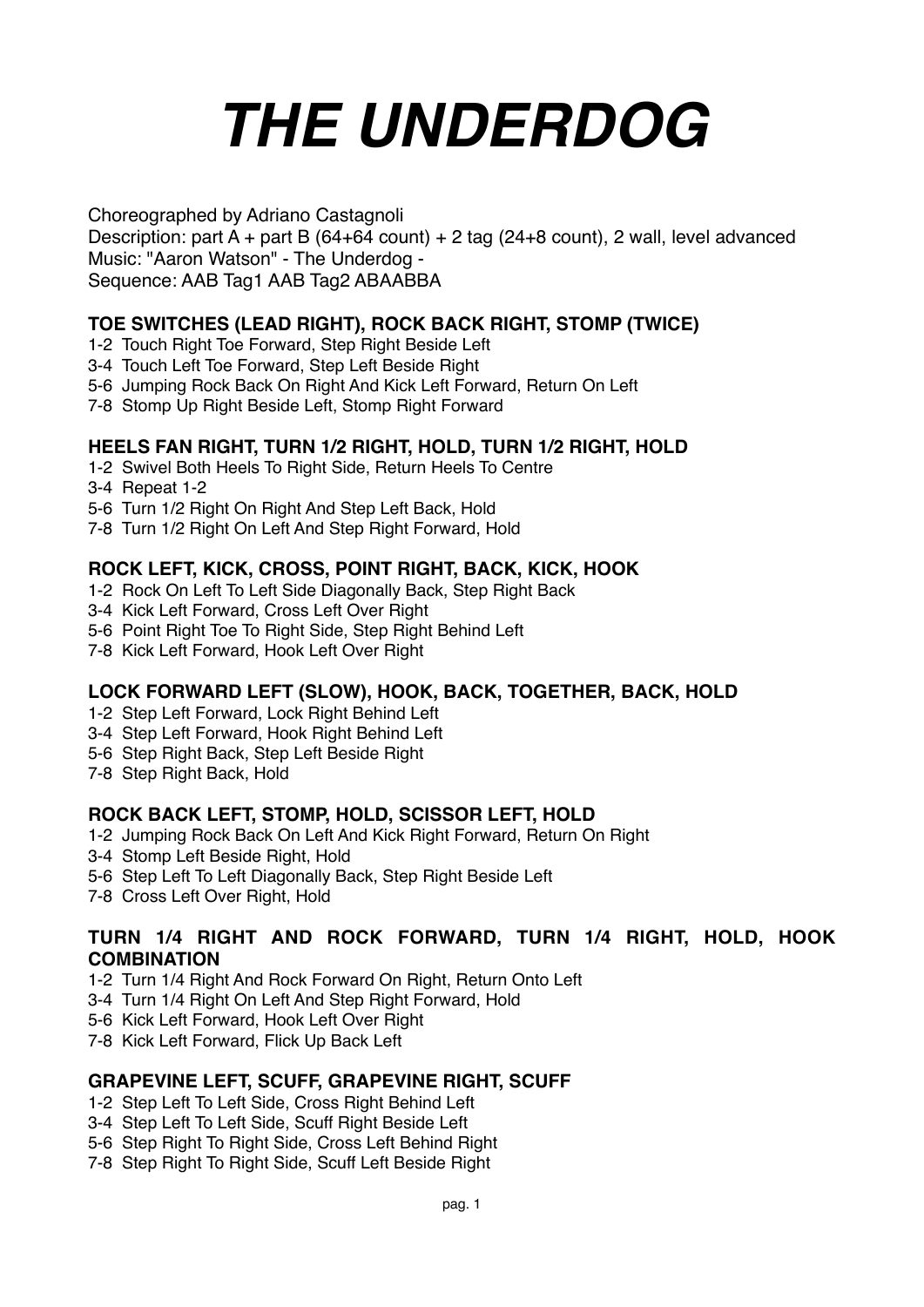# *THE UNDERDOG*

Choreographed by Adriano Castagnoli
Description: part A + part B (64+64 count) + 2 tag (24+8 count), 2 wall, level advanced
Music: "Aaron Watson" - The Underdog -
Sequence: AAB Tag1 AAB Tag2 ABAABBA

### TOE SWITCHES (LEAD RIGHT), ROCK BACK RIGHT, STOMP (TWICE)

1-2 Touch Right Toe Forward, Step Right Beside Left
3-4 Touch Left Toe Forward, Step Left Beside Right
5-6 Jumping Rock Back On Right And Kick Left Forward, Return On Left
7-8 Stomp Up Right Beside Left, Stomp Right Forward

### HEELS FAN RIGHT, TURN 1/2 RIGHT, HOLD, TURN 1/2 RIGHT, HOLD

1-2 Swivel Both Heels To Right Side, Return Heels To Centre
3-4 Repeat 1-2
5-6 Turn 1/2 Right On Right And Step Left Back, Hold
7-8 Turn 1/2 Right On Left And Step Right Forward, Hold

### ROCK LEFT, KICK, CROSS, POINT RIGHT, BACK, KICK, HOOK

1-2 Rock On Left To Left Side Diagonally Back, Step Right Back
3-4 Kick Left Forward, Cross Left Over Right
5-6 Point Right Toe To Right Side, Step Right Behind Left
7-8 Kick Left Forward, Hook Left Over Right

### LOCK FORWARD LEFT (SLOW), HOOK, BACK, TOGETHER, BACK, HOLD

1-2 Step Left Forward, Lock Right Behind Left
3-4 Step Left Forward, Hook Right Behind Left
5-6 Step Right Back, Step Left Beside Right
7-8 Step Right Back, Hold

### ROCK BACK LEFT, STOMP, HOLD, SCISSOR LEFT, HOLD

1-2 Jumping Rock Back On Left And Kick Right Forward, Return On Right
3-4 Stomp Left Beside Right, Hold
5-6 Step Left To Left Diagonally Back, Step Right Beside Left
7-8 Cross Left Over Right, Hold

### TURN 1/4 RIGHT AND ROCK FORWARD, TURN 1/4 RIGHT, HOLD, HOOK COMBINATION

1-2 Turn 1/4 Right And Rock Forward On Right, Return Onto Left
3-4 Turn 1/4 Right On Left And Step Right Forward, Hold
5-6 Kick Left Forward, Hook Left Over Right
7-8 Kick Left Forward, Flick Up Back Left

### GRAPEVINE LEFT, SCUFF, GRAPEVINE RIGHT, SCUFF

1-2 Step Left To Left Side, Cross Right Behind Left
3-4 Step Left To Left Side, Scuff Right Beside Left
5-6 Step Right To Right Side, Cross Left Behind Right
7-8 Step Right To Right Side, Scuff Left Beside Right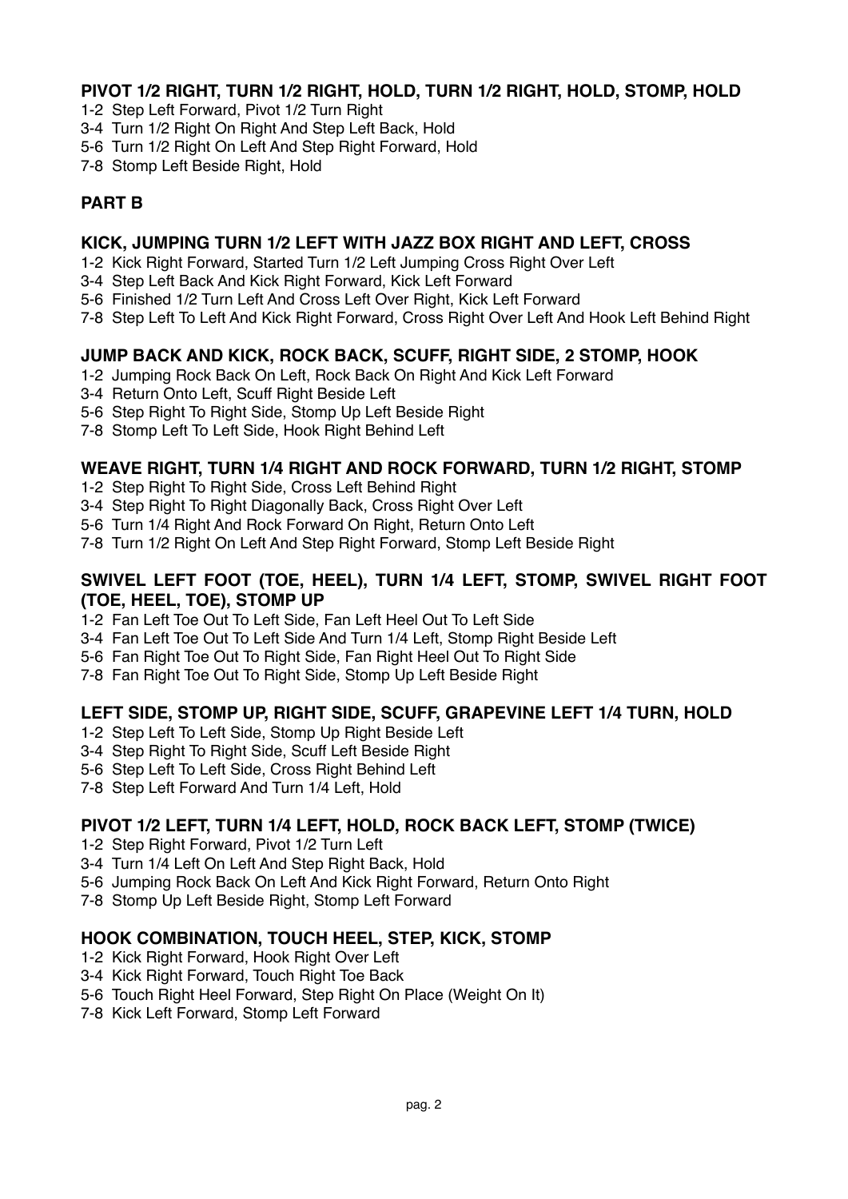### PIVOT 1/2 RIGHT, TURN 1/2 RIGHT, HOLD, TURN 1/2 RIGHT, HOLD, STOMP, HOLD

1-2 Step Left Forward, Pivot 1/2 Turn Right
3-4 Turn 1/2 Right On Right And Step Left Back, Hold
5-6 Turn 1/2 Right On Left And Step Right Forward, Hold
7-8 Stomp Left Beside Right, Hold

## PART B

### KICK, JUMPING TURN 1/2 LEFT WITH JAZZ BOX RIGHT AND LEFT, CROSS

1-2 Kick Right Forward, Started Turn 1/2 Left Jumping Cross Right Over Left
3-4 Step Left Back And Kick Right Forward, Kick Left Forward
5-6 Finished 1/2 Turn Left And Cross Left Over Right, Kick Left Forward
7-8 Step Left To Left And Kick Right Forward, Cross Right Over Left And Hook Left Behind Right

### JUMP BACK AND KICK, ROCK BACK, SCUFF, RIGHT SIDE, 2 STOMP, HOOK

1-2 Jumping Rock Back On Left, Rock Back On Right And Kick Left Forward
3-4 Return Onto Left, Scuff Right Beside Left
5-6 Step Right To Right Side, Stomp Up Left Beside Right
7-8 Stomp Left To Left Side, Hook Right Behind Left

### WEAVE RIGHT, TURN 1/4 RIGHT AND ROCK FORWARD, TURN 1/2 RIGHT, STOMP

1-2 Step Right To Right Side, Cross Left Behind Right
3-4 Step Right To Right Diagonally Back, Cross Right Over Left
5-6 Turn 1/4 Right And Rock Forward On Right, Return Onto Left
7-8 Turn 1/2 Right On Left And Step Right Forward, Stomp Left Beside Right

### SWIVEL LEFT FOOT (TOE, HEEL), TURN 1/4 LEFT, STOMP, SWIVEL RIGHT FOOT (TOE, HEEL, TOE), STOMP UP

1-2 Fan Left Toe Out To Left Side, Fan Left Heel Out To Left Side
3-4 Fan Left Toe Out To Left Side And Turn 1/4 Left, Stomp Right Beside Left
5-6 Fan Right Toe Out To Right Side, Fan Right Heel Out To Right Side
7-8 Fan Right Toe Out To Right Side, Stomp Up Left Beside Right

### LEFT SIDE, STOMP UP, RIGHT SIDE, SCUFF, GRAPEVINE LEFT 1/4 TURN, HOLD

1-2 Step Left To Left Side, Stomp Up Right Beside Left
3-4 Step Right To Right Side, Scuff Left Beside Right
5-6 Step Left To Left Side, Cross Right Behind Left
7-8 Step Left Forward And Turn 1/4 Left, Hold

### PIVOT 1/2 LEFT, TURN 1/4 LEFT, HOLD, ROCK BACK LEFT, STOMP (TWICE)

1-2 Step Right Forward, Pivot 1/2 Turn Left
3-4 Turn 1/4 Left On Left And Step Right Back, Hold
5-6 Jumping Rock Back On Left And Kick Right Forward, Return Onto Right
7-8 Stomp Up Left Beside Right, Stomp Left Forward

### HOOK COMBINATION, TOUCH HEEL, STEP, KICK, STOMP

1-2 Kick Right Forward, Hook Right Over Left
3-4 Kick Right Forward, Touch Right Toe Back
5-6 Touch Right Heel Forward, Step Right On Place (Weight On It)
7-8 Kick Left Forward, Stomp Left Forward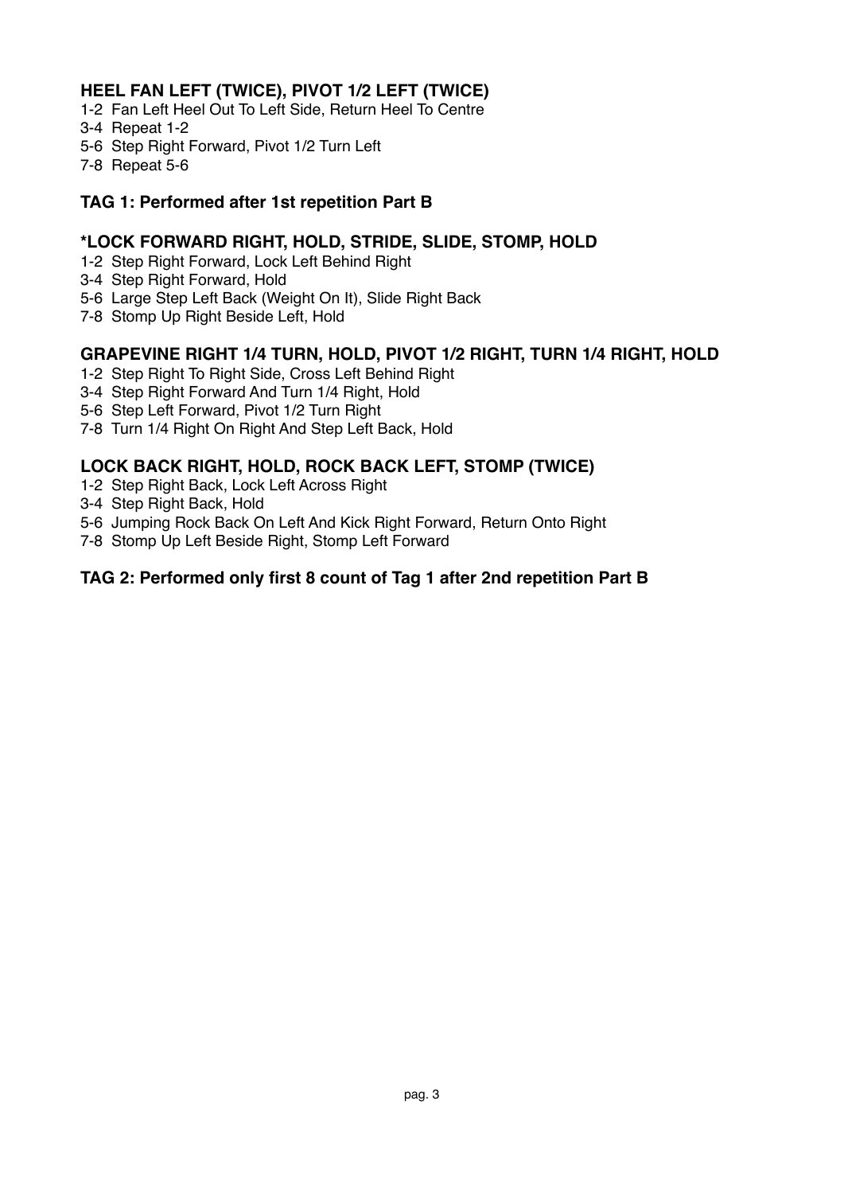### HEEL FAN LEFT (TWICE), PIVOT 1/2 LEFT (TWICE)

1-2 Fan Left Heel Out To Left Side, Return Heel To Centre
3-4 Repeat 1-2
5-6 Step Right Forward, Pivot 1/2 Turn Left
7-8 Repeat 5-6

### TAG 1: Performed after 1st repetition Part B

### *LOCK FORWARD RIGHT, HOLD, STRIDE, SLIDE, STOMP, HOLD

1-2 Step Right Forward, Lock Left Behind Right
3-4 Step Right Forward, Hold
5-6 Large Step Left Back (Weight On It), Slide Right Back
7-8 Stomp Up Right Beside Left, Hold

### GRAPEVINE RIGHT 1/4 TURN, HOLD, PIVOT 1/2 RIGHT, TURN 1/4 RIGHT, HOLD

1-2 Step Right To Right Side, Cross Left Behind Right
3-4 Step Right Forward And Turn 1/4 Right, Hold
5-6 Step Left Forward, Pivot 1/2 Turn Right
7-8 Turn 1/4 Right On Right And Step Left Back, Hold

### LOCK BACK RIGHT, HOLD, ROCK BACK LEFT, STOMP (TWICE)

1-2 Step Right Back, Lock Left Across Right
3-4 Step Right Back, Hold
5-6 Jumping Rock Back On Left And Kick Right Forward, Return Onto Right
7-8 Stomp Up Left Beside Right, Stomp Left Forward

### TAG 2: Performed only first 8 count of Tag 1 after 2nd repetition Part B